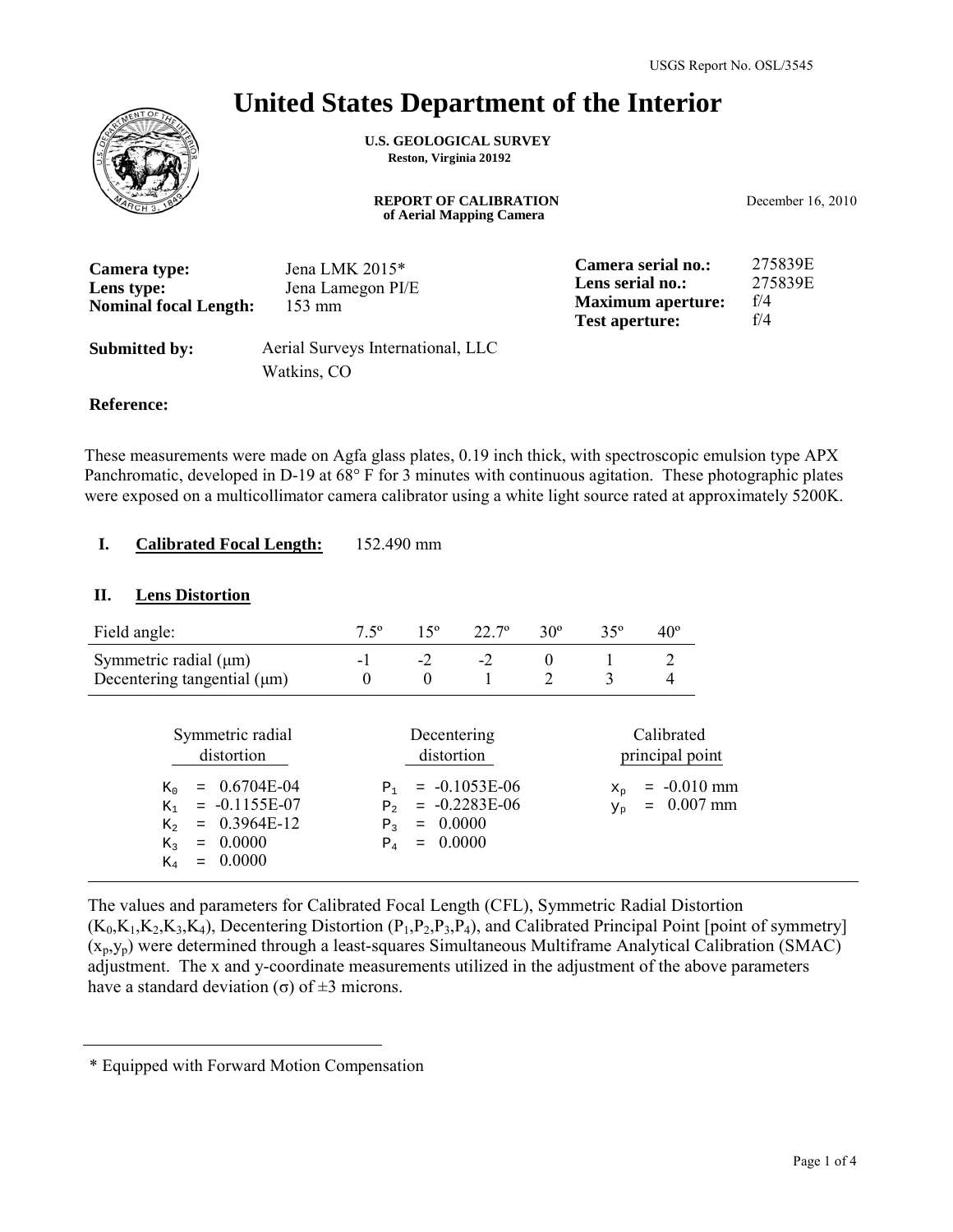USGS Report No. OSL/3545

# United States Department of the Interior

**U.S. GEOLOGICAL SURVEY**
**Reston, Virginia 20192**

**REPORT OF CALIBRATION**
**of Aerial Mapping Camera**

December 16, 2010

| | | | |
|---|---|---|---|
| **Camera type:** | Jena LMK 2015* | **Camera serial no.:** | 275839E |
| **Lens type:** | Jena Lamegon PI/E | **Lens serial no.:** | 275839E |
| **Nominal focal Length:** | 153 mm | **Maximum aperture:** | f/4 |
| | | **Test aperture:** | f/4 |

**Submitted by:** Aerial Surveys International, LLC
Watkins, CO

**Reference:**

These measurements were made on Agfa glass plates, 0.19 inch thick, with spectroscopic emulsion type APX Panchromatic, developed in D-19 at 68° F for 3 minutes with continuous agitation. These photographic plates were exposed on a multicollimator camera calibrator using a white light source rated at approximately 5200K.

## I. Calibrated Focal Length: 152.490 mm

## II. Lens Distortion

| Field angle: | 7.5º | 15º | 22.7º | 30º | 35º | 40º |
|---|---|---|---|---|---|---|
| Symmetric radial (μm) | -1 | -2 | -2 | 0 | 1 | 2 |
| Decentering tangential (μm) | 0 | 0 | 1 | 2 | 3 | 4 |

| Symmetric radial distortion | Decentering distortion | Calibrated principal point |
|---|---|---|
| $K_0$ = 0.6704E-04 | $P_1$ = -0.1053E-06 | $x_p$ = -0.010 mm |
| $K_1$ = -0.1155E-07 | $P_2$ = -0.2283E-06 | $y_p$ = 0.007 mm |
| $K_2$ = 0.3964E-12 | $P_3$ = 0.0000 | |
| $K_3$ = 0.0000 | $P_4$ = 0.0000 | |
| $K_4$ = 0.0000 | | |

The values and parameters for Calibrated Focal Length (CFL), Symmetric Radial Distortion ($K_0,K_1,K_2,K_3,K_4$), Decentering Distortion ($P_1,P_2,P_3,P_4$), and Calibrated Principal Point [point of symmetry] ($x_p,y_p$) were determined through a least-squares Simultaneous Multiframe Analytical Calibration (SMAC) adjustment. The x and y-coordinate measurements utilized in the adjustment of the above parameters have a standard deviation (σ) of ±3 microns.

---

\* Equipped with Forward Motion Compensation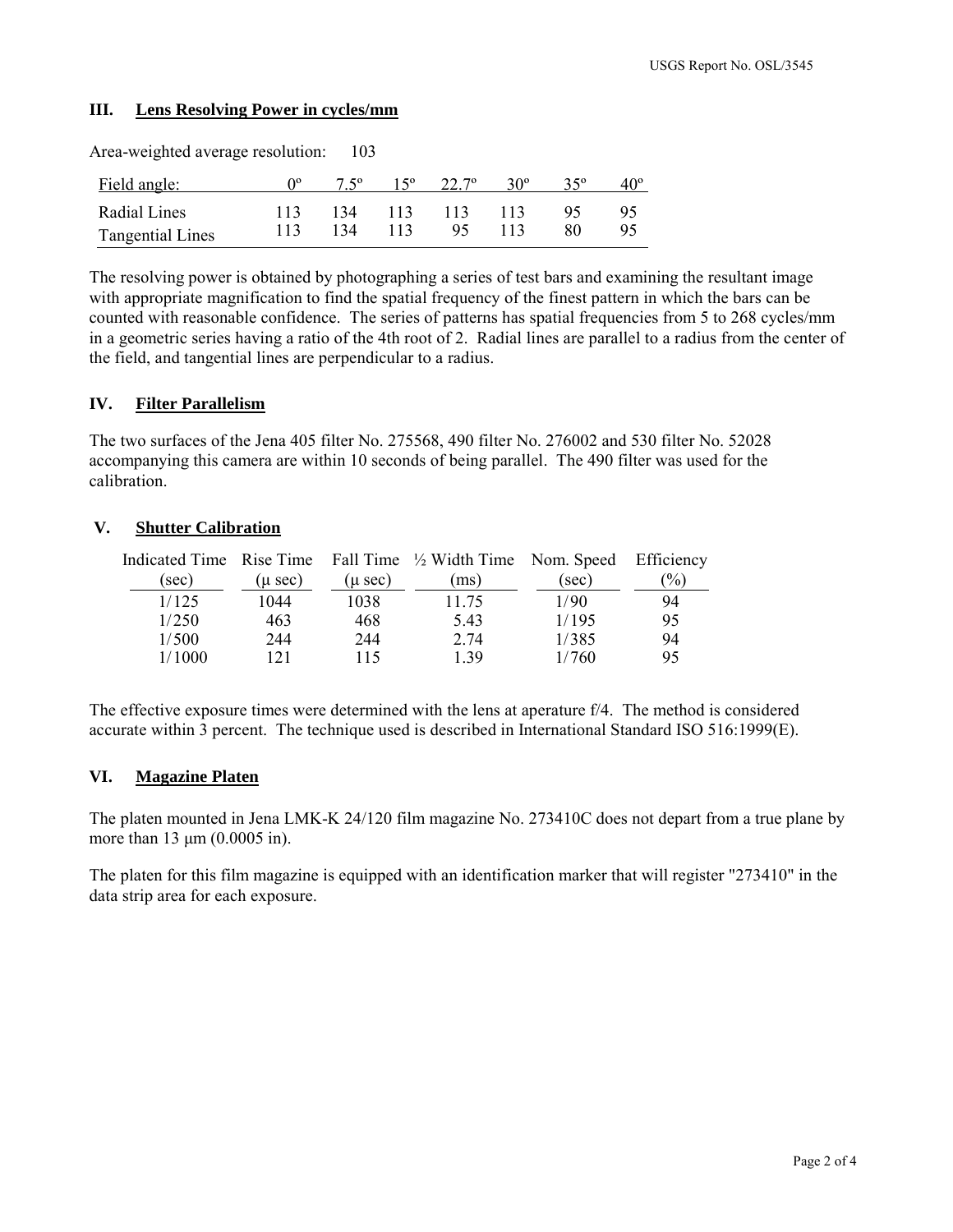## III. Lens Resolving Power in cycles/mm

Area-weighted average resolution: 103

| Field angle: | 0º | 7.5º | 15º | 22.7º | 30º | 35º | 40º |
|---|---|---|---|---|---|---|---|
| Radial Lines | 113 | 134 | 113 | 113 | 113 | 95 | 95 |
| Tangential Lines | 113 | 134 | 113 | 95 | 113 | 80 | 95 |

The resolving power is obtained by photographing a series of test bars and examining the resultant image with appropriate magnification to find the spatial frequency of the finest pattern in which the bars can be counted with reasonable confidence. The series of patterns has spatial frequencies from 5 to 268 cycles/mm in a geometric series having a ratio of the 4th root of 2. Radial lines are parallel to a radius from the center of the field, and tangential lines are perpendicular to a radius.

## IV. Filter Parallelism

The two surfaces of the Jena 405 filter No. 275568, 490 filter No. 276002 and 530 filter No. 52028 accompanying this camera are within 10 seconds of being parallel. The 490 filter was used for the calibration.

## V. Shutter Calibration

| Indicated Time (sec) | Rise Time (μ sec) | Fall Time (μ sec) | ½ Width Time (ms) | Nom. Speed (sec) | Efficiency (%) |
|---|---|---|---|---|---|
| 1/125 | 1044 | 1038 | 11.75 | 1/90 | 94 |
| 1/250 | 463 | 468 | 5.43 | 1/195 | 95 |
| 1/500 | 244 | 244 | 2.74 | 1/385 | 94 |
| 1/1000 | 121 | 115 | 1.39 | 1/760 | 95 |

The effective exposure times were determined with the lens at aperature f/4. The method is considered accurate within 3 percent. The technique used is described in International Standard ISO 516:1999(E).

## VI. Magazine Platen

The platen mounted in Jena LMK-K 24/120 film magazine No. 273410C does not depart from a true plane by more than 13 μm (0.0005 in).

The platen for this film magazine is equipped with an identification marker that will register "273410" in the data strip area for each exposure.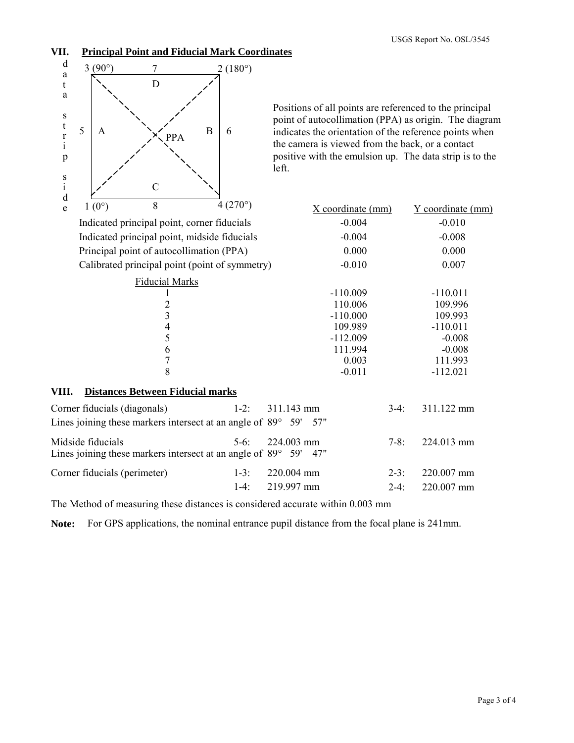## VII. Principal Point and Fiducial Mark Coordinates

```
d    3 (90°)        7         2 (180°)
a    +-----------------------+
t    | \          D        / |
a    |   \               /   |
     |     \           /     |
s    |       \       /       |
t  5 | A       \   /       B | 6
r    |           X  PPA      |
i    |         /   \         |
p    |       /       \       |
     |     /           \     |
s    |   /               \   |
i    | /          C        \ |
d    +-----------------------+
e    1 (0°)         8         4 (270°)
```

Positions of all points are referenced to the principal point of autocollimation (PPA) as origin. The diagram indicates the orientation of the reference points when the camera is viewed from the back, or a contact positive with the emulsion up. The data strip is to the left.

| | X coordinate (mm) | Y coordinate (mm) |
|---|---|---|
| Indicated principal point, corner fiducials | -0.004 | -0.010 |
| Indicated principal point, midside fiducials | -0.004 | -0.008 |
| Principal point of autocollimation (PPA) | 0.000 | 0.000 |
| Calibrated principal point (point of symmetry) | -0.010 | 0.007 |
| **Fiducial Marks** | | |
| 1 | -110.009 | -110.011 |
| 2 | 110.006 | 109.996 |
| 3 | -110.000 | 109.993 |
| 4 | 109.989 | -110.011 |
| 5 | -112.009 | -0.008 |
| 6 | 111.994 | -0.008 |
| 7 | 0.003 | 111.993 |
| 8 | -0.011 | -112.021 |

## VIII. Distances Between Fiducial marks

Corner fiducials (diagonals) 1-2: 311.143 mm 3-4: 311.122 mm

Lines joining these markers intersect at an angle of 89° 59' 57"

Midside fiducials 5-6: 224.003 mm 7-8: 224.013 mm

Lines joining these markers intersect at an angle of 89° 59' 47"

Corner fiducials (perimeter) 1-3: 220.004 mm 2-3: 220.007 mm

1-4: 219.997 mm 2-4: 220.007 mm

The Method of measuring these distances is considered accurate within 0.003 mm

**Note:** For GPS applications, the nominal entrance pupil distance from the focal plane is 241mm.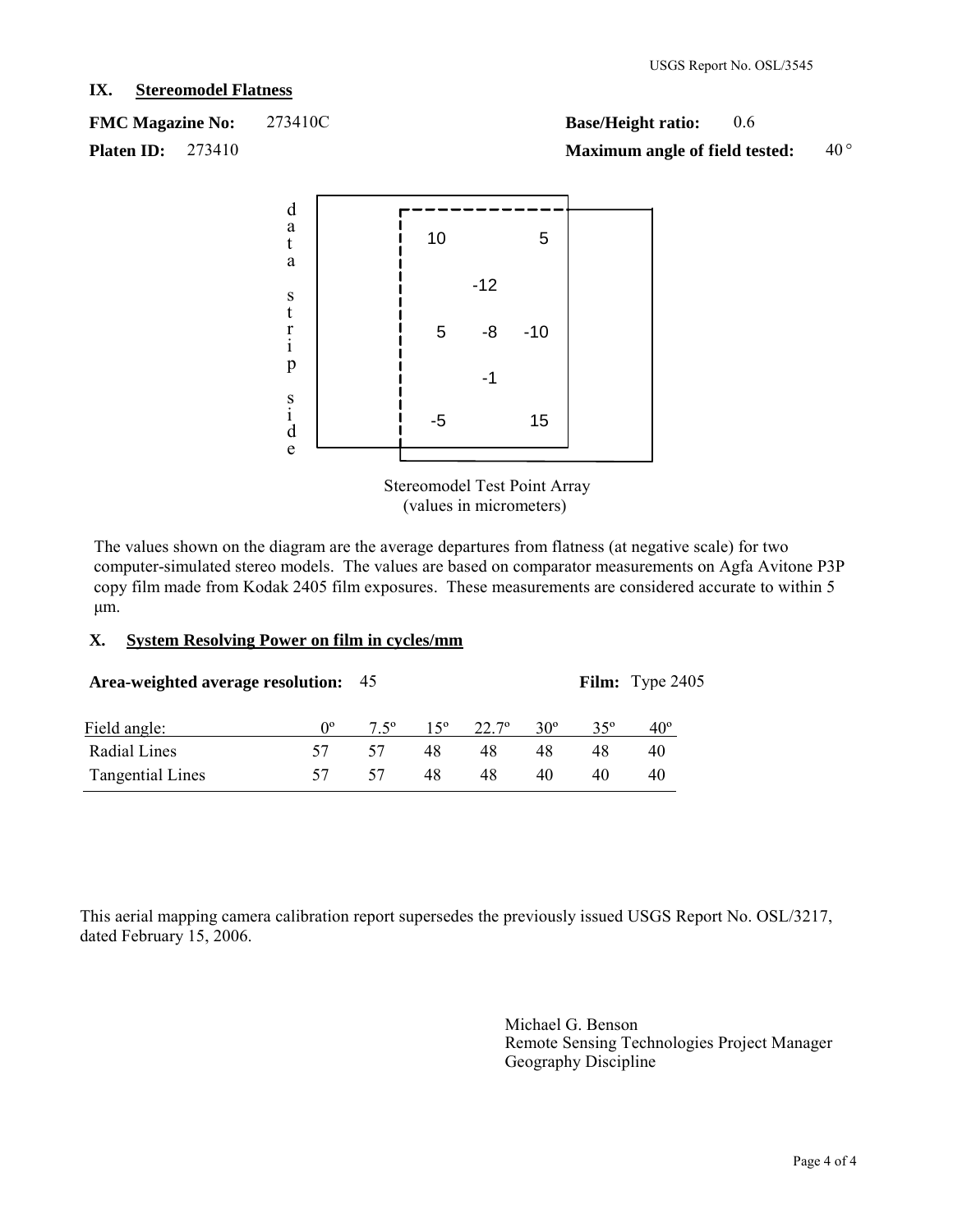## IX. Stereomodel Flatness

**FMC Magazine No:** 273410C

**Base/Height ratio:** 0.6

**Platen ID:** 273410

**Maximum angle of field tested:** 40°

data strip side

10
5
-12
5
-8
-10
-1
-5
15

Stereomodel Test Point Array
(values in micrometers)

The values shown on the diagram are the average departures from flatness (at negative scale) for two computer-simulated stereo models. The values are based on comparator measurements on Agfa Avitone P3P copy film made from Kodak 2405 film exposures. These measurements are considered accurate to within 5 μm.

## X. System Resolving Power on film in cycles/mm

**Area-weighted average resolution:** 45

**Film:** Type 2405

| Field angle: | 0º | 7.5º | 15º | 22.7º | 30º | 35º | 40º |
|---|---|---|---|---|---|---|---|
| Radial Lines | 57 | 57 | 48 | 48 | 48 | 48 | 40 |
| Tangential Lines | 57 | 57 | 48 | 48 | 40 | 40 | 40 |

This aerial mapping camera calibration report supersedes the previously issued USGS Report No. OSL/3217, dated February 15, 2006.

Michael G. Benson
Remote Sensing Technologies Project Manager
Geography Discipline